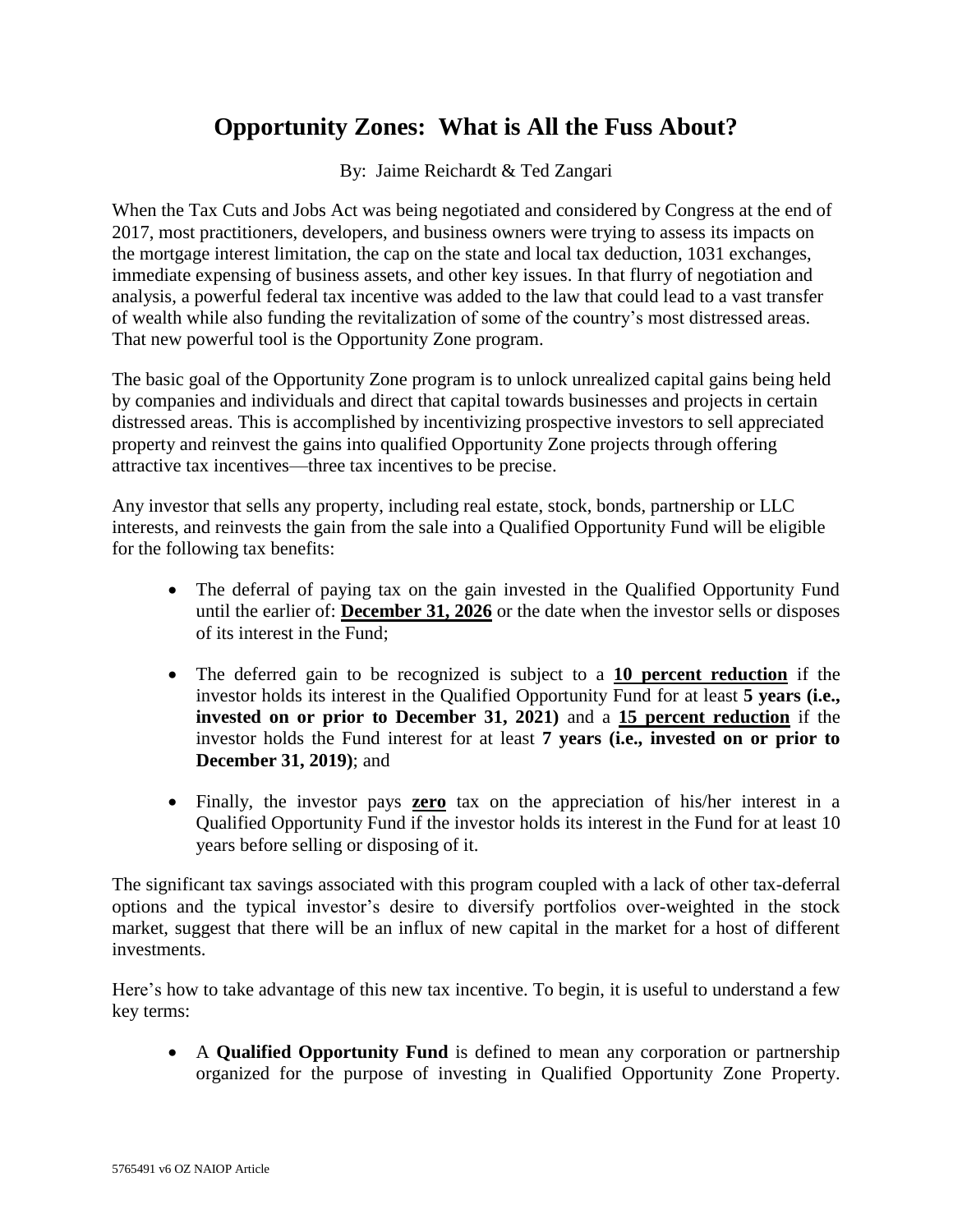# Opportunity Zones: What is All the Fuss About?

By: Jaime Reichardt & Ted Zangari

When the Tax Cuts and Jobs Act was being negotiated and considered by Congress at the end of 2017, most practitioners, developers, and business owners were trying to assess its impacts on the mortgage interest limitation, the cap on the state and local tax deduction, 1031 exchanges, immediate expensing of business assets, and other key issues. In that flurry of negotiation and analysis, a powerful federal tax incentive was added to the law that could lead to a vast transfer of wealth while also funding the revitalization of some of the country's most distressed areas. That new powerful tool is the Opportunity Zone program.

The basic goal of the Opportunity Zone program is to unlock unrealized capital gains being held by companies and individuals and direct that capital towards businesses and projects in certain distressed areas. This is accomplished by incentivizing prospective investors to sell appreciated property and reinvest the gains into qualified Opportunity Zone projects through offering attractive tax incentives—three tax incentives to be precise.

Any investor that sells any property, including real estate, stock, bonds, partnership or LLC interests, and reinvests the gain from the sale into a Qualified Opportunity Fund will be eligible for the following tax benefits:

- The deferral of paying tax on the gain invested in the Qualified Opportunity Fund until the earlier of: **December 31, 2026** or the date when the investor sells or disposes of its interest in the Fund;
- The deferred gain to be recognized is subject to a **10 percent reduction** if the investor holds its interest in the Qualified Opportunity Fund for at least **5 years (i.e., invested on or prior to December 31, 2021)** and a **15 percent reduction** if the investor holds the Fund interest for at least **7 years (i.e., invested on or prior to December 31, 2019)**; and
- Finally, the investor pays **zero** tax on the appreciation of his/her interest in a Qualified Opportunity Fund if the investor holds its interest in the Fund for at least 10 years before selling or disposing of it.

The significant tax savings associated with this program coupled with a lack of other tax-deferral options and the typical investor's desire to diversify portfolios over-weighted in the stock market, suggest that there will be an influx of new capital in the market for a host of different investments.

Here's how to take advantage of this new tax incentive. To begin, it is useful to understand a few key terms:

- A **Qualified Opportunity Fund** is defined to mean any corporation or partnership organized for the purpose of investing in Qualified Opportunity Zone Property.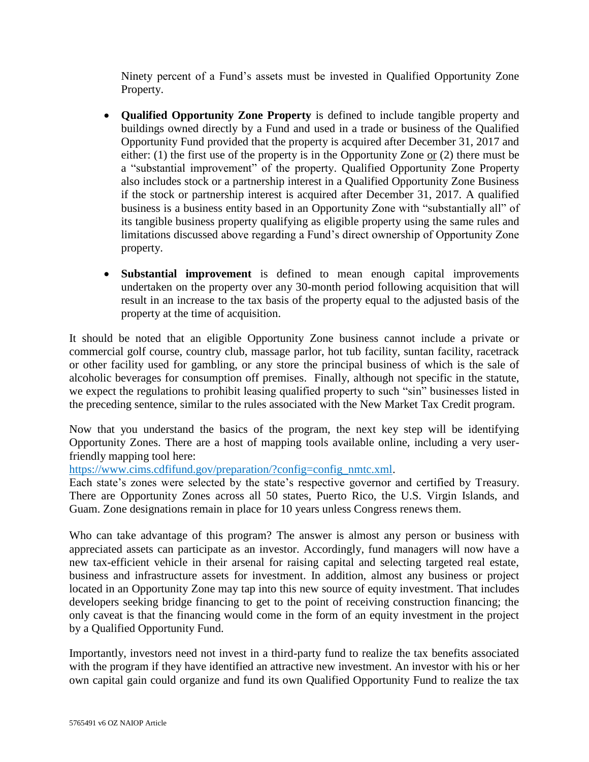Ninety percent of a Fund's assets must be invested in Qualified Opportunity Zone Property.

- **Qualified Opportunity Zone Property** is defined to include tangible property and buildings owned directly by a Fund and used in a trade or business of the Qualified Opportunity Fund provided that the property is acquired after December 31, 2017 and either: (1) the first use of the property is in the Opportunity Zone or (2) there must be a "substantial improvement" of the property. Qualified Opportunity Zone Property also includes stock or a partnership interest in a Qualified Opportunity Zone Business if the stock or partnership interest is acquired after December 31, 2017. A qualified business is a business entity based in an Opportunity Zone with "substantially all" of its tangible business property qualifying as eligible property using the same rules and limitations discussed above regarding a Fund's direct ownership of Opportunity Zone property.

- **Substantial improvement** is defined to mean enough capital improvements undertaken on the property over any 30-month period following acquisition that will result in an increase to the tax basis of the property equal to the adjusted basis of the property at the time of acquisition.

It should be noted that an eligible Opportunity Zone business cannot include a private or commercial golf course, country club, massage parlor, hot tub facility, suntan facility, racetrack or other facility used for gambling, or any store the principal business of which is the sale of alcoholic beverages for consumption off premises. Finally, although not specific in the statute, we expect the regulations to prohibit leasing qualified property to such "sin" businesses listed in the preceding sentence, similar to the rules associated with the New Market Tax Credit program.

Now that you understand the basics of the program, the next key step will be identifying Opportunity Zones. There are a host of mapping tools available online, including a very user-friendly mapping tool here:
[https://www.cims.cdfifund.gov/preparation/?config=config_nmtc.xml](https://www.cims.cdfifund.gov/preparation/?config=config_nmtc.xml).
Each state's zones were selected by the state's respective governor and certified by Treasury. There are Opportunity Zones across all 50 states, Puerto Rico, the U.S. Virgin Islands, and Guam. Zone designations remain in place for 10 years unless Congress renews them.

Who can take advantage of this program? The answer is almost any person or business with appreciated assets can participate as an investor. Accordingly, fund managers will now have a new tax-efficient vehicle in their arsenal for raising capital and selecting targeted real estate, business and infrastructure assets for investment. In addition, almost any business or project located in an Opportunity Zone may tap into this new source of equity investment. That includes developers seeking bridge financing to get to the point of receiving construction financing; the only caveat is that the financing would come in the form of an equity investment in the project by a Qualified Opportunity Fund.

Importantly, investors need not invest in a third-party fund to realize the tax benefits associated with the program if they have identified an attractive new investment. An investor with his or her own capital gain could organize and fund its own Qualified Opportunity Fund to realize the tax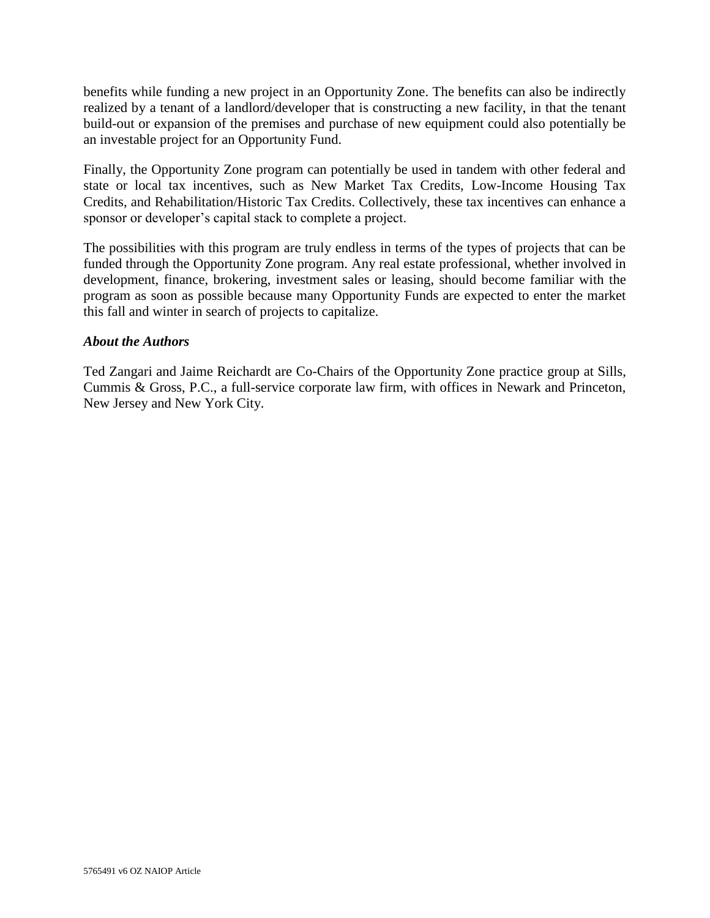benefits while funding a new project in an Opportunity Zone. The benefits can also be indirectly realized by a tenant of a landlord/developer that is constructing a new facility, in that the tenant build-out or expansion of the premises and purchase of new equipment could also potentially be an investable project for an Opportunity Fund.

Finally, the Opportunity Zone program can potentially be used in tandem with other federal and state or local tax incentives, such as New Market Tax Credits, Low-Income Housing Tax Credits, and Rehabilitation/Historic Tax Credits. Collectively, these tax incentives can enhance a sponsor or developer's capital stack to complete a project.

The possibilities with this program are truly endless in terms of the types of projects that can be funded through the Opportunity Zone program. Any real estate professional, whether involved in development, finance, brokering, investment sales or leasing, should become familiar with the program as soon as possible because many Opportunity Funds are expected to enter the market this fall and winter in search of projects to capitalize.

***About the Authors***

Ted Zangari and Jaime Reichardt are Co-Chairs of the Opportunity Zone practice group at Sills, Cummis & Gross, P.C., a full-service corporate law firm, with offices in Newark and Princeton, New Jersey and New York City.